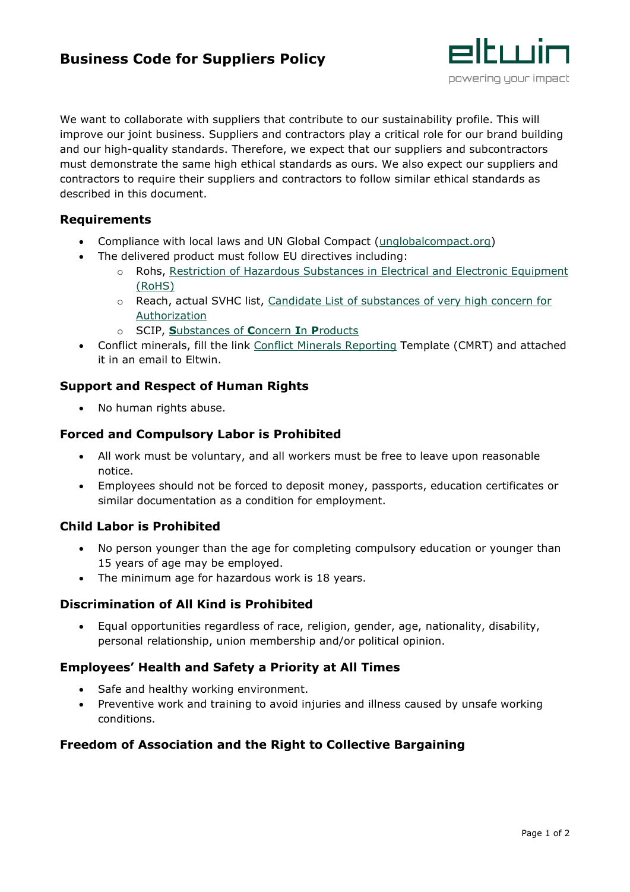# Business Code for Suppliers Policy

eltwin
powering your impact

We want to collaborate with suppliers that contribute to our sustainability profile. This will improve our joint business. Suppliers and contractors play a critical role for our brand building and our high-quality standards. Therefore, we expect that our suppliers and subcontractors must demonstrate the same high ethical standards as ours. We also expect our suppliers and contractors to require their suppliers and contractors to follow similar ethical standards as described in this document.

## Requirements

- Compliance with local laws and UN Global Compact (unglobalcompact.org)
- The delivered product must follow EU directives including:
  - Rohs, Restriction of Hazardous Substances in Electrical and Electronic Equipment (RoHS)
  - Reach, actual SVHC list, Candidate List of substances of very high concern for Authorization
  - SCIP, **S**ubstances of **C**oncern **I**n **P**roducts
- Conflict minerals, fill the link Conflict Minerals Reporting Template (CMRT) and attached it in an email to Eltwin.

## Support and Respect of Human Rights

- No human rights abuse.

## Forced and Compulsory Labor is Prohibited

- All work must be voluntary, and all workers must be free to leave upon reasonable notice.
- Employees should not be forced to deposit money, passports, education certificates or similar documentation as a condition for employment.

## Child Labor is Prohibited

- No person younger than the age for completing compulsory education or younger than 15 years of age may be employed.
- The minimum age for hazardous work is 18 years.

## Discrimination of All Kind is Prohibited

- Equal opportunities regardless of race, religion, gender, age, nationality, disability, personal relationship, union membership and/or political opinion.

## Employees' Health and Safety a Priority at All Times

- Safe and healthy working environment.
- Preventive work and training to avoid injuries and illness caused by unsafe working conditions.

## Freedom of Association and the Right to Collective Bargaining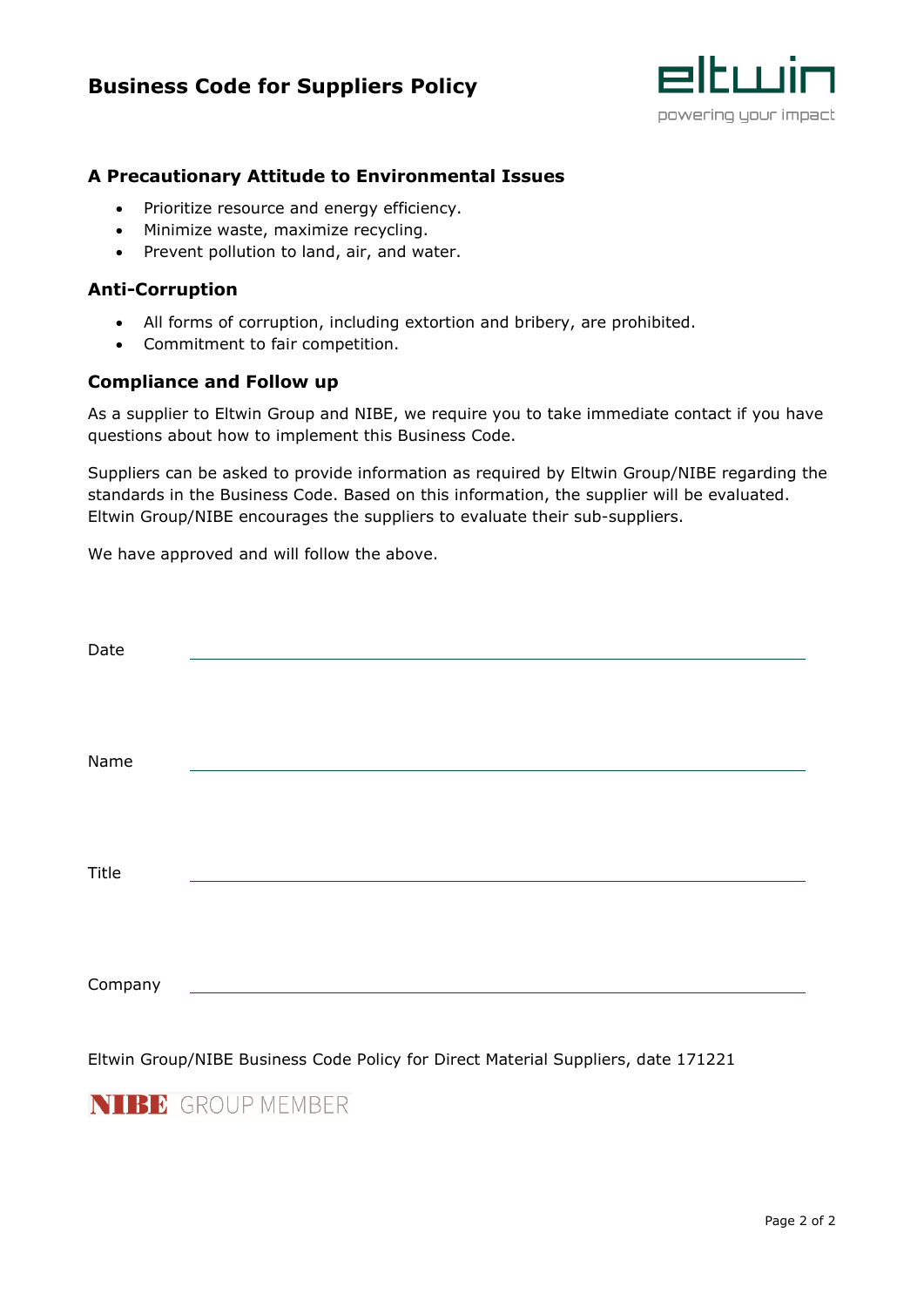### A Precautionary Attitude to Environmental Issues

- Prioritize resource and energy efficiency.
- Minimize waste, maximize recycling.
- Prevent pollution to land, air, and water.

### Anti-Corruption

- All forms of corruption, including extortion and bribery, are prohibited.
- Commitment to fair competition.

### Compliance and Follow up

As a supplier to Eltwin Group and NIBE, we require you to take immediate contact if you have questions about how to implement this Business Code.

Suppliers can be asked to provide information as required by Eltwin Group/NIBE regarding the standards in the Business Code. Based on this information, the supplier will be evaluated. Eltwin Group/NIBE encourages the suppliers to evaluate their sub-suppliers.

We have approved and will follow the above.

Date \_\_\_\_\_\_\_\_\_\_\_\_\_\_\_\_\_\_\_\_\_\_\_\_\_\_\_\_\_\_\_\_\_\_\_\_\_\_\_\_

Name \_\_\_\_\_\_\_\_\_\_\_\_\_\_\_\_\_\_\_\_\_\_\_\_\_\_\_\_\_\_\_\_\_\_\_\_\_\_\_\_

Title \_\_\_\_\_\_\_\_\_\_\_\_\_\_\_\_\_\_\_\_\_\_\_\_\_\_\_\_\_\_\_\_\_\_\_\_\_\_\_\_

Company \_\_\_\_\_\_\_\_\_\_\_\_\_\_\_\_\_\_\_\_\_\_\_\_\_\_\_\_\_\_\_\_\_\_\_\_\_\_\_\_

Eltwin Group/NIBE Business Code Policy for Direct Material Suppliers, date 171221

NIBE GROUP MEMBER